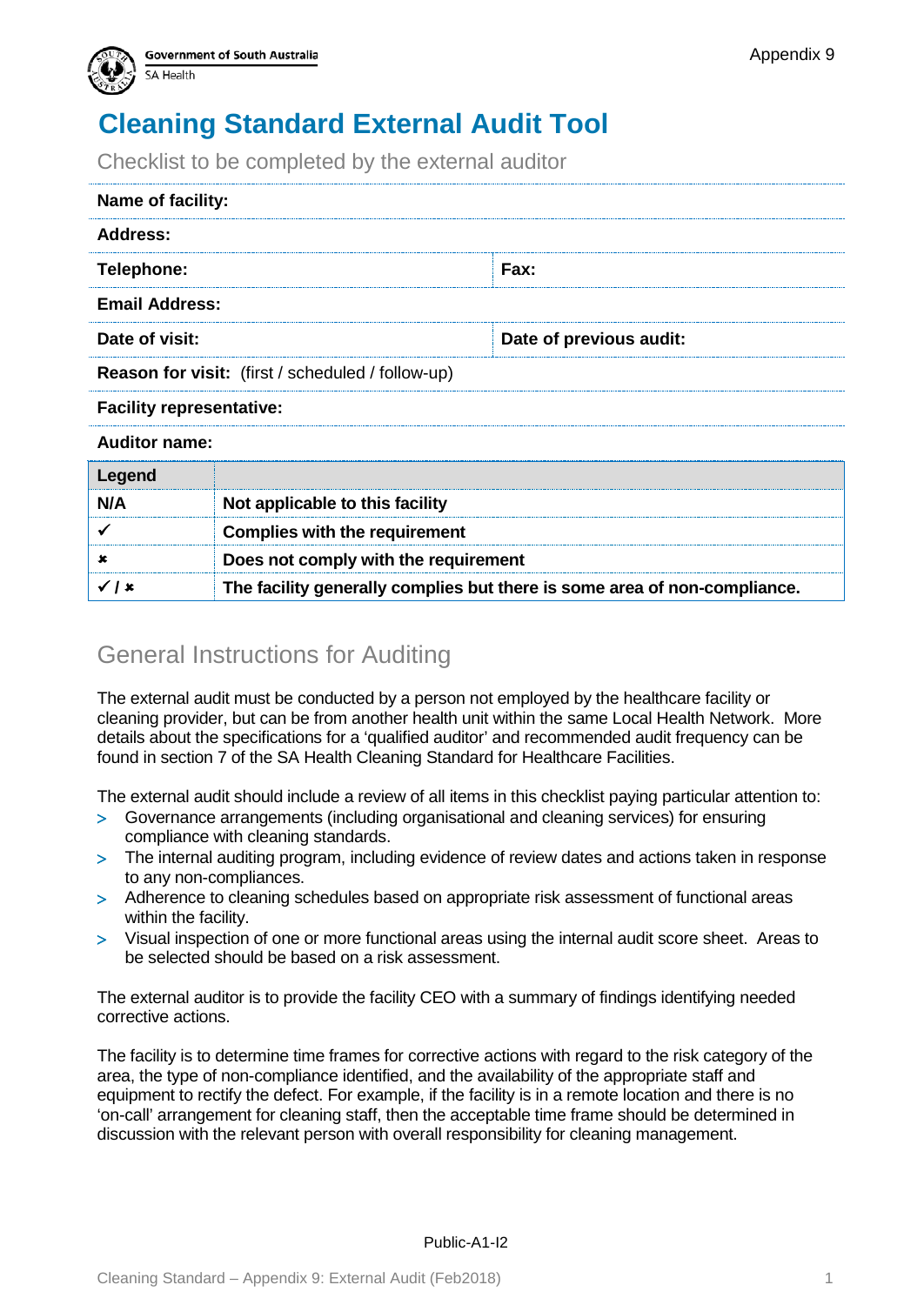# Cleaning Standard External Audit Tool

Checklist to be completed by the external auditor

| | |
|---|---|
| **Name of facility:** | |
| **Address:** | |
| **Telephone:** | **Fax:** |
| **Email Address:** | |
| **Date of visit:** | **Date of previous audit:** |
| **Reason for visit:** (first / scheduled / follow-up) | |
| **Facility representative:** | |
| **Auditor name:** | |

| **Legend** | |
|---|---|
| **N/A** | **Not applicable to this facility** |
| ✓ | **Complies with the requirement** |
| ✗ | **Does not comply with the requirement** |
| ✓ / ✗ | **The facility generally complies but there is some area of non-compliance.** |

## General Instructions for Auditing

The external audit must be conducted by a person not employed by the healthcare facility or cleaning provider, but can be from another health unit within the same Local Health Network. More details about the specifications for a 'qualified auditor' and recommended audit frequency can be found in section 7 of the SA Health Cleaning Standard for Healthcare Facilities.

The external audit should include a review of all items in this checklist paying particular attention to:

- Governance arrangements (including organisational and cleaning services) for ensuring compliance with cleaning standards.
- The internal auditing program, including evidence of review dates and actions taken in response to any non-compliances.
- Adherence to cleaning schedules based on appropriate risk assessment of functional areas within the facility.
- Visual inspection of one or more functional areas using the internal audit score sheet. Areas to be selected should be based on a risk assessment.

The external auditor is to provide the facility CEO with a summary of findings identifying needed corrective actions.

The facility is to determine time frames for corrective actions with regard to the risk category of the area, the type of non-compliance identified, and the availability of the appropriate staff and equipment to rectify the defect. For example, if the facility is in a remote location and there is no 'on-call' arrangement for cleaning staff, then the acceptable time frame should be determined in discussion with the relevant person with overall responsibility for cleaning management.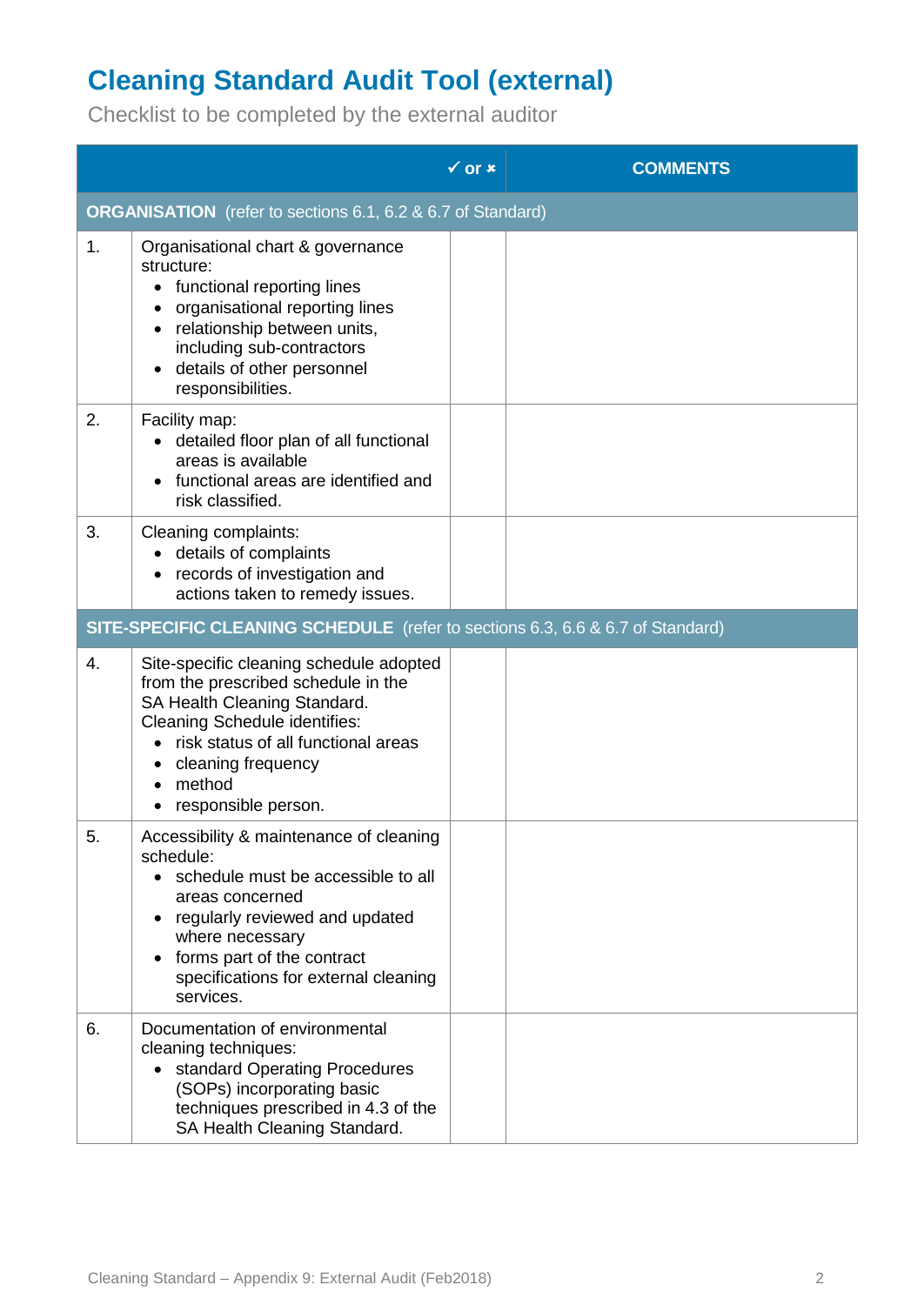# Cleaning Standard Audit Tool (external)

Checklist to be completed by the external auditor

| | | ✓ or ✖ | COMMENTS |
|---|---|---|---|
| **ORGANISATION** (refer to sections 6.1, 6.2 & 6.7 of Standard) | | | |
| 1. | Organisational chart & governance structure:<br>• functional reporting lines<br>• organisational reporting lines<br>• relationship between units, including sub-contractors<br>• details of other personnel responsibilities. | | |
| 2. | Facility map:<br>• detailed floor plan of all functional areas is available<br>• functional areas are identified and risk classified. | | |
| 3. | Cleaning complaints:<br>• details of complaints<br>• records of investigation and actions taken to remedy issues. | | |
| **SITE-SPECIFIC CLEANING SCHEDULE** (refer to sections 6.3, 6.6 & 6.7 of Standard) | | | |
| 4. | Site-specific cleaning schedule adopted from the prescribed schedule in the SA Health Cleaning Standard.<br>Cleaning Schedule identifies:<br>• risk status of all functional areas<br>• cleaning frequency<br>• method<br>• responsible person. | | |
| 5. | Accessibility & maintenance of cleaning schedule:<br>• schedule must be accessible to all areas concerned<br>• regularly reviewed and updated where necessary<br>• forms part of the contract specifications for external cleaning services. | | |
| 6. | Documentation of environmental cleaning techniques:<br>• standard Operating Procedures (SOPs) incorporating basic techniques prescribed in 4.3 of the SA Health Cleaning Standard. | | |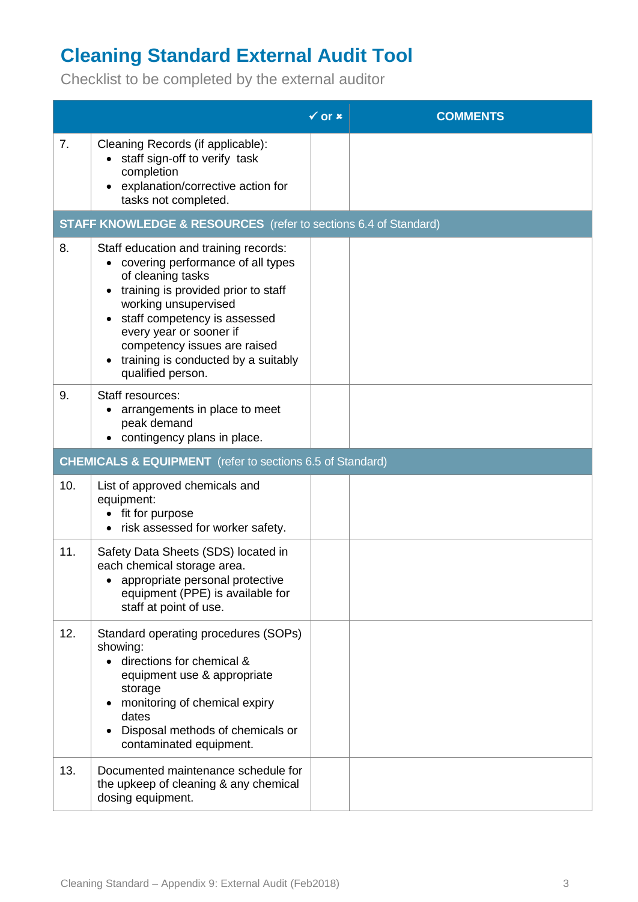# Cleaning Standard External Audit Tool

Checklist to be completed by the external auditor

| | | ✓ or ✖ | COMMENTS |
|---|---|---|---|
| 7. | Cleaning Records (if applicable):<br>• staff sign-off to verify task completion<br>• explanation/corrective action for tasks not completed. | | |
| **STAFF KNOWLEDGE & RESOURCES** (refer to sections 6.4 of Standard) | | | |
| 8. | Staff education and training records:<br>• covering performance of all types of cleaning tasks<br>• training is provided prior to staff working unsupervised<br>• staff competency is assessed every year or sooner if competency issues are raised<br>• training is conducted by a suitably qualified person. | | |
| 9. | Staff resources:<br>• arrangements in place to meet peak demand<br>• contingency plans in place. | | |
| **CHEMICALS & EQUIPMENT** (refer to sections 6.5 of Standard) | | | |
| 10. | List of approved chemicals and equipment:<br>• fit for purpose<br>• risk assessed for worker safety. | | |
| 11. | Safety Data Sheets (SDS) located in each chemical storage area.<br>• appropriate personal protective equipment (PPE) is available for staff at point of use. | | |
| 12. | Standard operating procedures (SOPs) showing:<br>• directions for chemical & equipment use & appropriate storage<br>• monitoring of chemical expiry dates<br>• Disposal methods of chemicals or contaminated equipment. | | |
| 13. | Documented maintenance schedule for the upkeep of cleaning & any chemical dosing equipment. | | |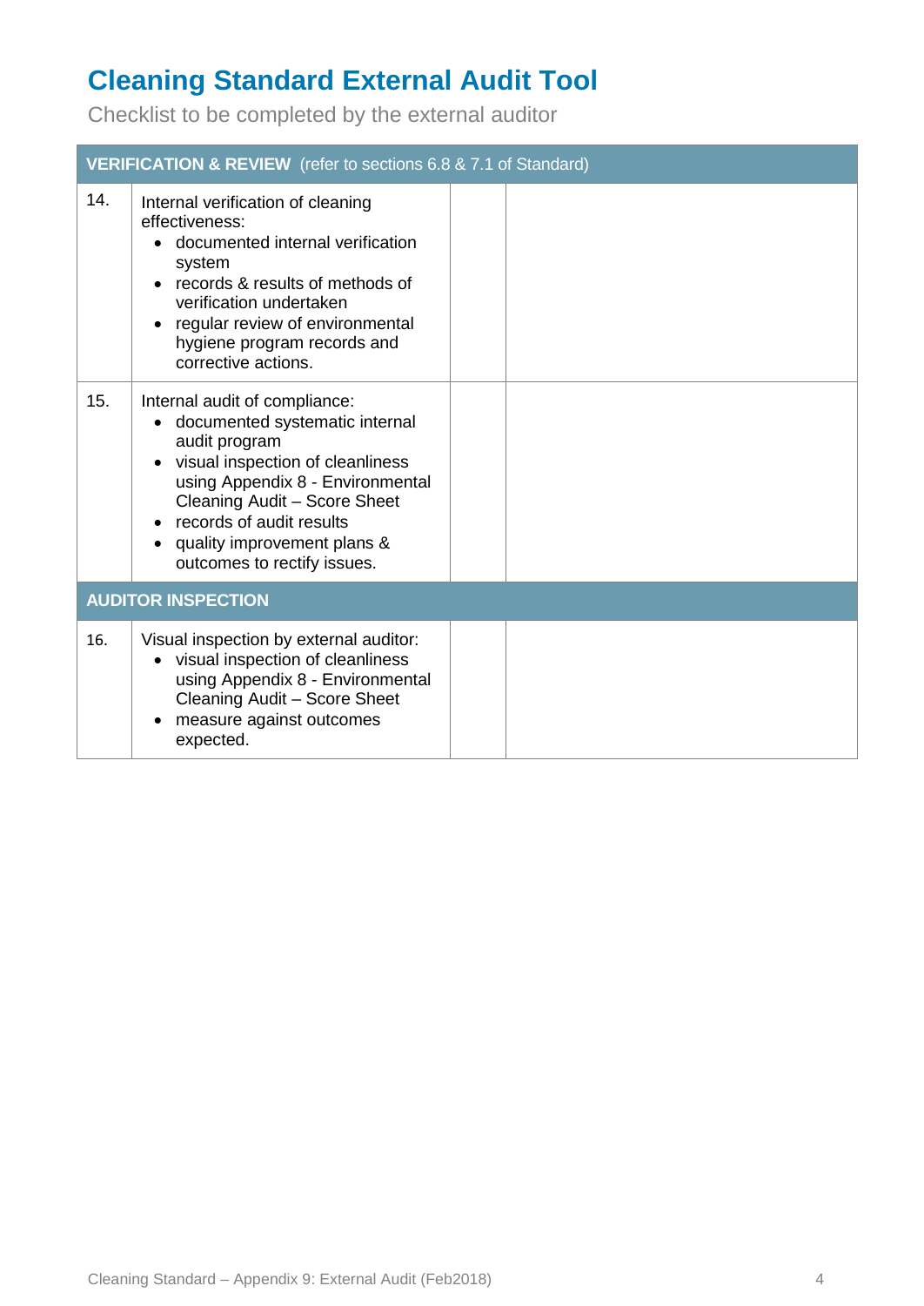# Cleaning Standard External Audit Tool

Checklist to be completed by the external auditor

| **VERIFICATION & REVIEW** (refer to sections 6.8 & 7.1 of Standard) | | | |
|---|---|---|---|
| 14. | Internal verification of cleaning effectiveness:<br>• documented internal verification system<br>• records & results of methods of verification undertaken<br>• regular review of environmental hygiene program records and corrective actions. | | |
| 15. | Internal audit of compliance:<br>• documented systematic internal audit program<br>• visual inspection of cleanliness using Appendix 8 - Environmental Cleaning Audit – Score Sheet<br>• records of audit results<br>• quality improvement plans & outcomes to rectify issues. | | |
| **AUDITOR INSPECTION** | | | |
| 16. | Visual inspection by external auditor:<br>• visual inspection of cleanliness using Appendix 8 - Environmental Cleaning Audit – Score Sheet<br>• measure against outcomes expected. | | |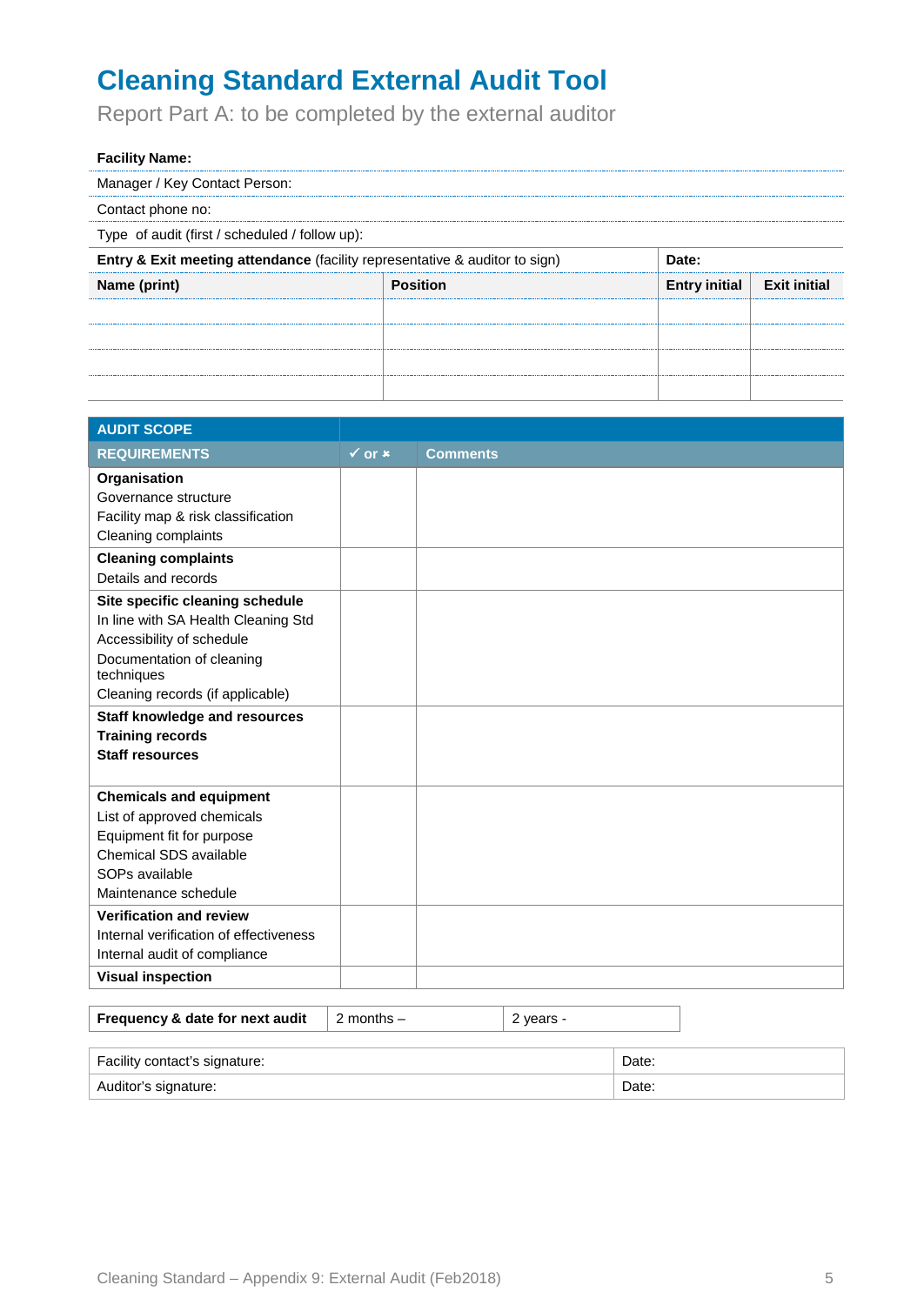# Cleaning Standard External Audit Tool

Report Part A: to be completed by the external auditor

| **Facility Name:** | | | |
|---|---|---|---|
| Manager / Key Contact Person: | | | |
| Contact phone no: | | | |
| Type of audit (first / scheduled / follow up): | | | |
| **Entry & Exit meeting attendance** (facility representative & auditor to sign) | | **Date:** | |
| **Name (print)** | **Position** | **Entry initial** | **Exit initial** |
| | | | |
| | | | |
| | | | |
| | | | |

| **AUDIT SCOPE** | | |
|---|---|---|
| **REQUIREMENTS** | **✓ or ✗** | **Comments** |
| **Organisation**<br>Governance structure<br>Facility map & risk classification<br>Cleaning complaints | | |
| **Cleaning complaints**<br>Details and records | | |
| **Site specific cleaning schedule**<br>In line with SA Health Cleaning Std<br>Accessibility of schedule<br>Documentation of cleaning techniques<br>Cleaning records (if applicable) | | |
| **Staff knowledge and resources**<br>**Training records**<br>**Staff resources** | | |
| **Chemicals and equipment**<br>List of approved chemicals<br>Equipment fit for purpose<br>Chemical SDS available<br>SOPs available<br>Maintenance schedule | | |
| **Verification and review**<br>Internal verification of effectiveness<br>Internal audit of compliance | | |
| **Visual inspection** | | |

| **Frequency & date for next audit** | 2 months – | 2 years - |
|---|---|---|

| Facility contact's signature: | Date: |
|---|---|
| Auditor's signature: | Date: |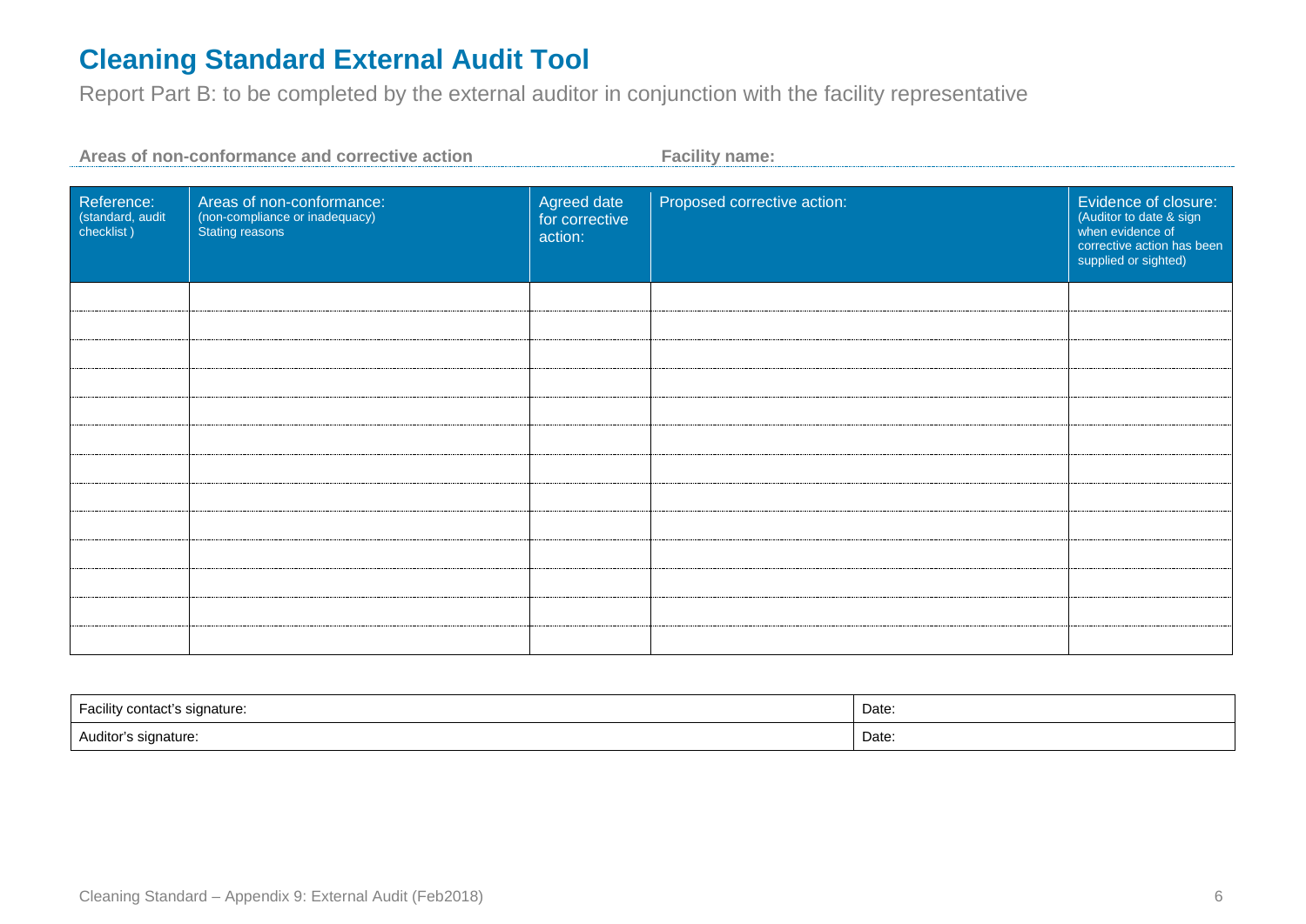# Cleaning Standard External Audit Tool

Report Part B: to be completed by the external auditor in conjunction with the facility representative

**Areas of non-conformance and corrective action** **Facility name:**

| Reference: (standard, audit checklist ) | Areas of non-conformance: (non-compliance or inadequacy) Stating reasons | Agreed date for corrective action: | Proposed corrective action: | Evidence of closure: (Auditor to date & sign when evidence of corrective action has been supplied or sighted) |
|---|---|---|---|---|
| | | | | |
| | | | | |
| | | | | |
| | | | | |
| | | | | |
| | | | | |
| | | | | |
| | | | | |
| | | | | |
| | | | | |
| | | | | |
| | | | | |
| | | | | |

| | |
|---|---|
| Facility contact's signature: | Date: |
| Auditor's signature: | Date: |